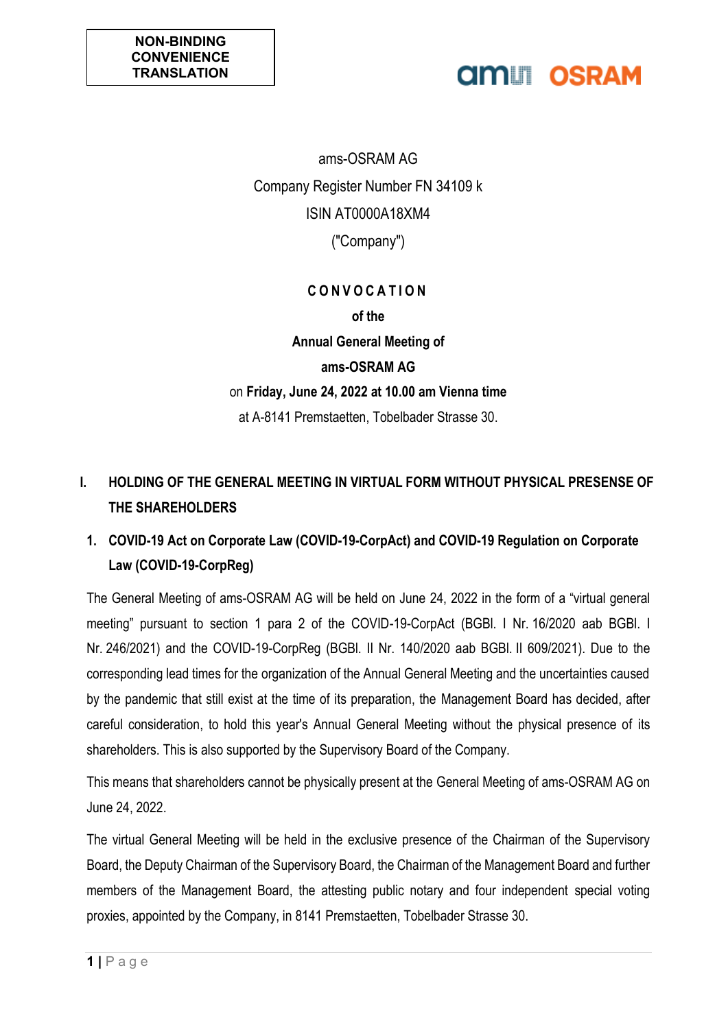**NON-BINDING CONVENIENCE TRANSLATION**

ams-OSRAM AG

Company Register Number FN 34109 k

ISIN AT0000A18XM4

("Company")

# C O N V O C A T I O N

**of the**

**Annual General Meeting of**

**ams-OSRAM AG**

on **Friday, June 24, 2022 at 10.00 am Vienna time**

at A-8141 Premstaetten, Tobelbader Strasse 30.

## I. HOLDING OF THE GENERAL MEETING IN VIRTUAL FORM WITHOUT PHYSICAL PRESENSE OF THE SHAREHOLDERS

### 1. COVID-19 Act on Corporate Law (COVID-19-CorpAct) and COVID-19 Regulation on Corporate Law (COVID-19-CorpReg)

The General Meeting of ams-OSRAM AG will be held on June 24, 2022 in the form of a "virtual general meeting" pursuant to section 1 para 2 of the COVID-19-CorpAct (BGBl. I Nr. 16/2020 aab BGBl. I Nr. 246/2021) and the COVID-19-CorpReg (BGBl. II Nr. 140/2020 aab BGBl. II 609/2021). Due to the corresponding lead times for the organization of the Annual General Meeting and the uncertainties caused by the pandemic that still exist at the time of its preparation, the Management Board has decided, after careful consideration, to hold this year's Annual General Meeting without the physical presence of its shareholders. This is also supported by the Supervisory Board of the Company.

This means that shareholders cannot be physically present at the General Meeting of ams-OSRAM AG on June 24, 2022.

The virtual General Meeting will be held in the exclusive presence of the Chairman of the Supervisory Board, the Deputy Chairman of the Supervisory Board, the Chairman of the Management Board and further members of the Management Board, the attesting public notary and four independent special voting proxies, appointed by the Company, in 8141 Premstaetten, Tobelbader Strasse 30.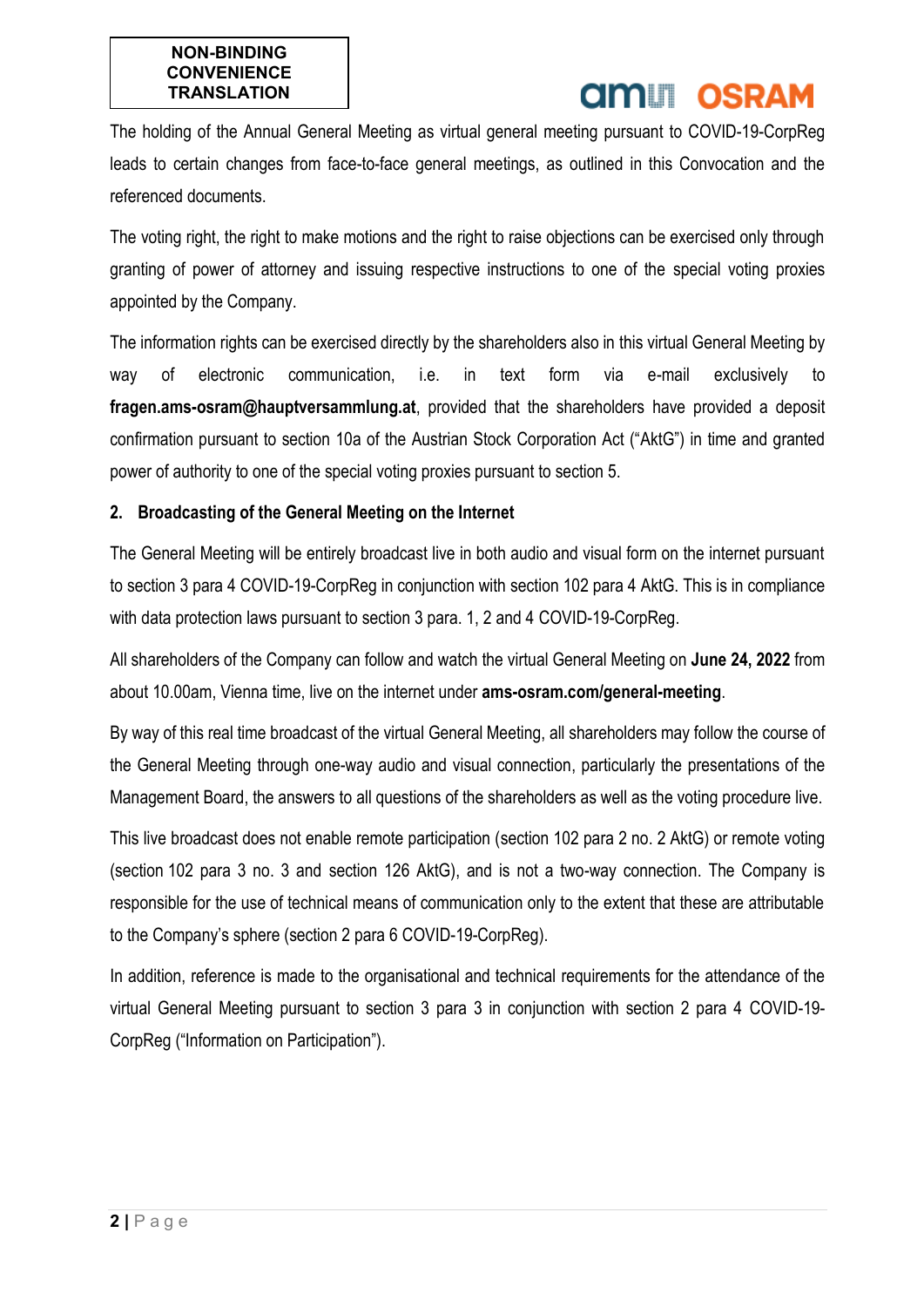The holding of the Annual General Meeting as virtual general meeting pursuant to COVID-19-CorpReg leads to certain changes from face-to-face general meetings, as outlined in this Convocation and the referenced documents.

The voting right, the right to make motions and the right to raise objections can be exercised only through granting of power of attorney and issuing respective instructions to one of the special voting proxies appointed by the Company.

The information rights can be exercised directly by the shareholders also in this virtual General Meeting by way of electronic communication, i.e. in text form via e-mail exclusively to **fragen.ams-osram@hauptversammlung.at**, provided that the shareholders have provided a deposit confirmation pursuant to section 10a of the Austrian Stock Corporation Act ("AktG") in time and granted power of authority to one of the special voting proxies pursuant to section 5.

## 2. Broadcasting of the General Meeting on the Internet

The General Meeting will be entirely broadcast live in both audio and visual form on the internet pursuant to section 3 para 4 COVID-19-CorpReg in conjunction with section 102 para 4 AktG. This is in compliance with data protection laws pursuant to section 3 para. 1, 2 and 4 COVID-19-CorpReg.

All shareholders of the Company can follow and watch the virtual General Meeting on **June 24, 2022** from about 10.00am, Vienna time, live on the internet under **ams-osram.com/general-meeting**.

By way of this real time broadcast of the virtual General Meeting, all shareholders may follow the course of the General Meeting through one-way audio and visual connection, particularly the presentations of the Management Board, the answers to all questions of the shareholders as well as the voting procedure live.

This live broadcast does not enable remote participation (section 102 para 2 no. 2 AktG) or remote voting (section 102 para 3 no. 3 and section 126 AktG), and is not a two-way connection. The Company is responsible for the use of technical means of communication only to the extent that these are attributable to the Company's sphere (section 2 para 6 COVID-19-CorpReg).

In addition, reference is made to the organisational and technical requirements for the attendance of the virtual General Meeting pursuant to section 3 para 3 in conjunction with section 2 para 4 COVID-19-CorpReg ("Information on Participation").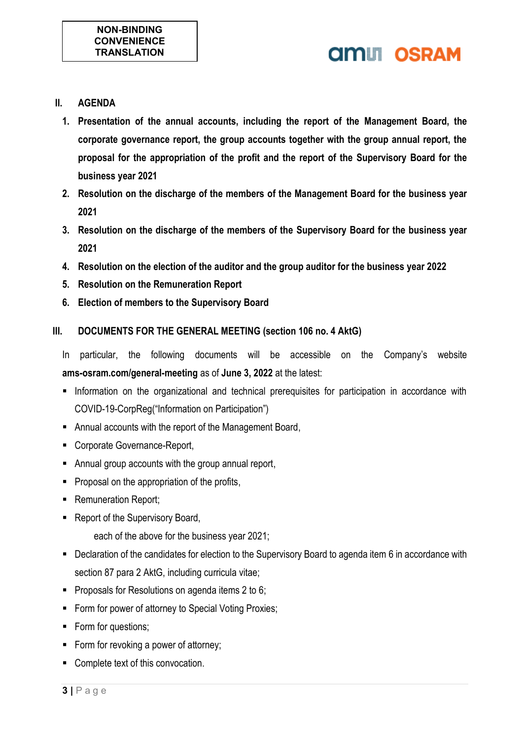**NON-BINDING CONVENIENCE TRANSLATION**

## II. AGENDA

1. **Presentation of the annual accounts, including the report of the Management Board, the corporate governance report, the group accounts together with the group annual report, the proposal for the appropriation of the profit and the report of the Supervisory Board for the business year 2021**
2. **Resolution on the discharge of the members of the Management Board for the business year 2021**
3. **Resolution on the discharge of the members of the Supervisory Board for the business year 2021**
4. **Resolution on the election of the auditor and the group auditor for the business year 2022**
5. **Resolution on the Remuneration Report**
6. **Election of members to the Supervisory Board**

## III. DOCUMENTS FOR THE GENERAL MEETING (section 106 no. 4 AktG)

In particular, the following documents will be accessible on the Company's website **ams-osram.com/general-meeting** as of **June 3, 2022** at the latest:

- Information on the organizational and technical prerequisites for participation in accordance with COVID-19-CorpReg("Information on Participation")
- Annual accounts with the report of the Management Board,
- Corporate Governance-Report,
- Annual group accounts with the group annual report,
- Proposal on the appropriation of the profits,
- Remuneration Report;
- Report of the Supervisory Board,

  each of the above for the business year 2021;
- Declaration of the candidates for election to the Supervisory Board to agenda item 6 in accordance with section 87 para 2 AktG, including curricula vitae;
- Proposals for Resolutions on agenda items 2 to 6;
- Form for power of attorney to Special Voting Proxies;
- Form for questions;
- Form for revoking a power of attorney;
- Complete text of this convocation.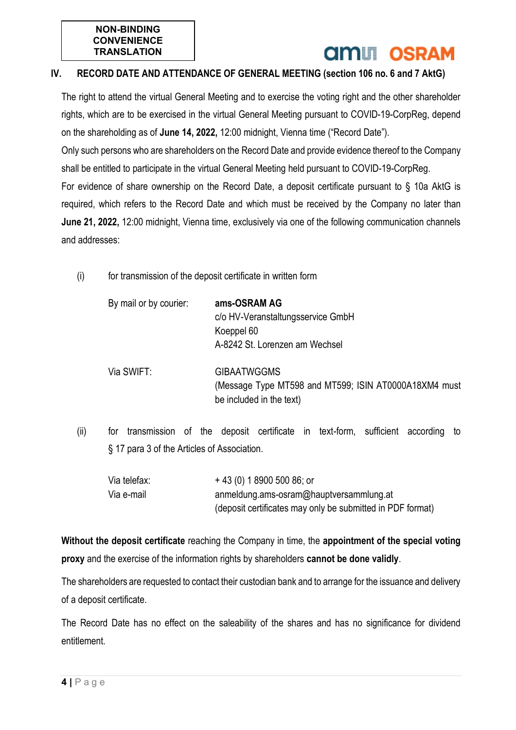**NON-BINDING CONVENIENCE TRANSLATION**

## IV. RECORD DATE AND ATTENDANCE OF GENERAL MEETING (section 106 no. 6 and 7 AktG)

The right to attend the virtual General Meeting and to exercise the voting right and the other shareholder rights, which are to be exercised in the virtual General Meeting pursuant to COVID-19-CorpReg, depend on the shareholding as of **June 14, 2022,** 12:00 midnight, Vienna time ("Record Date").

Only such persons who are shareholders on the Record Date and provide evidence thereof to the Company shall be entitled to participate in the virtual General Meeting held pursuant to COVID-19-CorpReg.

For evidence of share ownership on the Record Date, a deposit certificate pursuant to § 10a AktG is required, which refers to the Record Date and which must be received by the Company no later than **June 21, 2022,** 12:00 midnight, Vienna time, exclusively via one of the following communication channels and addresses:

(i) for transmission of the deposit certificate in written form

| | |
|---|---|
| By mail or by courier: | **ams-OSRAM AG**<br>c/o HV-Veranstaltungsservice GmbH<br>Koeppel 60<br>A-8242 St. Lorenzen am Wechsel |
| Via SWIFT: | GIBAATWGGMS<br>(Message Type MT598 and MT599; ISIN AT0000A18XM4 must be included in the text) |

(ii) for transmission of the deposit certificate in text-form, sufficient according to § 17 para 3 of the Articles of Association.

| | |
|---|---|
| Via telefax: | + 43 (0) 1 8900 500 86; or |
| Via e-mail | anmeldung.ams-osram@hauptversammlung.at<br>(deposit certificates may only be submitted in PDF format) |

**Without the deposit certificate** reaching the Company in time, the **appointment of the special voting proxy** and the exercise of the information rights by shareholders **cannot be done validly**.

The shareholders are requested to contact their custodian bank and to arrange for the issuance and delivery of a deposit certificate.

The Record Date has no effect on the saleability of the shares and has no significance for dividend entitlement.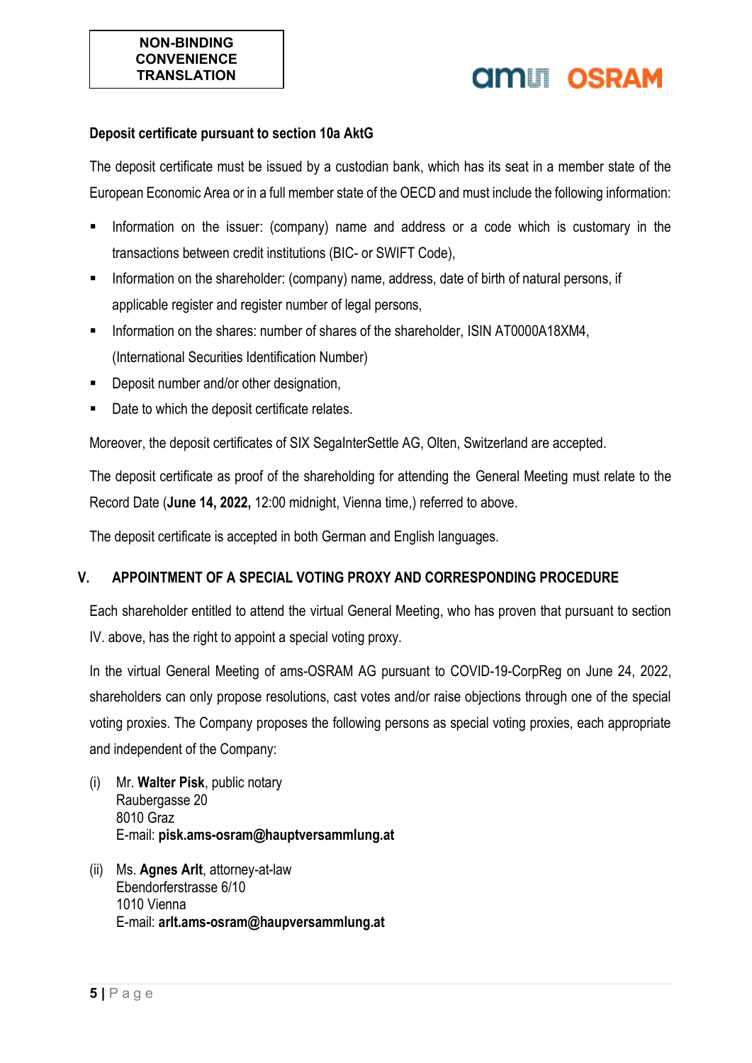NON-BINDING CONVENIENCE TRANSLATION

**Deposit certificate pursuant to section 10a AktG**

The deposit certificate must be issued by a custodian bank, which has its seat in a member state of the European Economic Area or in a full member state of the OECD and must include the following information:

- Information on the issuer: (company) name and address or a code which is customary in the transactions between credit institutions (BIC- or SWIFT Code),
- Information on the shareholder: (company) name, address, date of birth of natural persons, if applicable register and register number of legal persons,
- Information on the shares: number of shares of the shareholder, ISIN AT0000A18XM4, (International Securities Identification Number)
- Deposit number and/or other designation,
- Date to which the deposit certificate relates.

Moreover, the deposit certificates of SIX SegaInterSettle AG, Olten, Switzerland are accepted.

The deposit certificate as proof of the shareholding for attending the General Meeting must relate to the Record Date (**June 14, 2022,** 12:00 midnight, Vienna time,) referred to above.

The deposit certificate is accepted in both German and English languages.

## V. APPOINTMENT OF A SPECIAL VOTING PROXY AND CORRESPONDING PROCEDURE

Each shareholder entitled to attend the virtual General Meeting, who has proven that pursuant to section IV. above, has the right to appoint a special voting proxy.

In the virtual General Meeting of ams-OSRAM AG pursuant to COVID-19-CorpReg on June 24, 2022, shareholders can only propose resolutions, cast votes and/or raise objections through one of the special voting proxies. The Company proposes the following persons as special voting proxies, each appropriate and independent of the Company:

(i) Mr. **Walter Pisk**, public notary
Raubergasse 20
8010 Graz
E-mail: **pisk.ams-osram@hauptversammlung.at**

(ii) Ms. **Agnes Arlt**, attorney-at-law
Ebendorferstrasse 6/10
1010 Vienna
E-mail: **arlt.ams-osram@haupversammlung.at**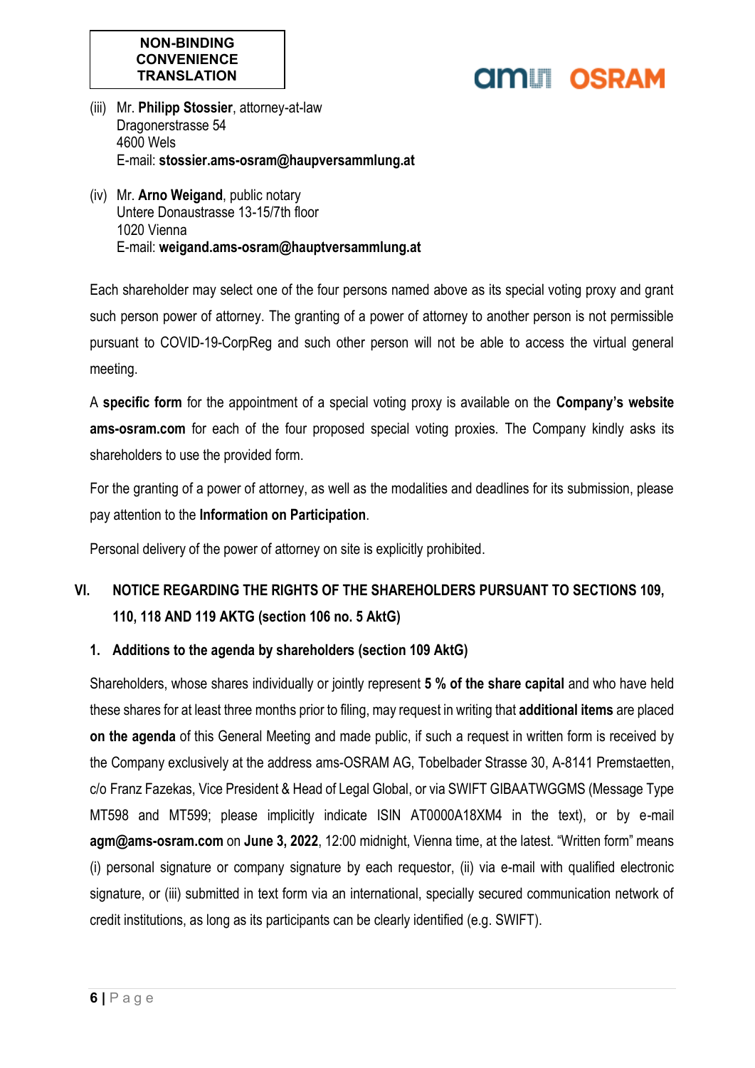**NON-BINDING CONVENIENCE TRANSLATION**

(iii) Mr. **Philipp Stossier**, attorney-at-law
Dragonerstrasse 54
4600 Wels
E-mail: **stossier.ams-osram@haupversammlung.at**

(iv) Mr. **Arno Weigand**, public notary
Untere Donaustrasse 13-15/7th floor
1020 Vienna
E-mail: **weigand.ams-osram@hauptversammlung.at**

Each shareholder may select one of the four persons named above as its special voting proxy and grant such person power of attorney. The granting of a power of attorney to another person is not permissible pursuant to COVID-19-CorpReg and such other person will not be able to access the virtual general meeting.

A **specific form** for the appointment of a special voting proxy is available on the **Company's website ams-osram.com** for each of the four proposed special voting proxies. The Company kindly asks its shareholders to use the provided form.

For the granting of a power of attorney, as well as the modalities and deadlines for its submission, please pay attention to the **Information on Participation**.

Personal delivery of the power of attorney on site is explicitly prohibited.

## VI. NOTICE REGARDING THE RIGHTS OF THE SHAREHOLDERS PURSUANT TO SECTIONS 109, 110, 118 AND 119 AKTG (section 106 no. 5 AktG)

### 1. Additions to the agenda by shareholders (section 109 AktG)

Shareholders, whose shares individually or jointly represent **5 % of the share capital** and who have held these shares for at least three months prior to filing, may request in writing that **additional items** are placed **on the agenda** of this General Meeting and made public, if such a request in written form is received by the Company exclusively at the address ams-OSRAM AG, Tobelbader Strasse 30, A-8141 Premstaetten, c/o Franz Fazekas, Vice President & Head of Legal Global, or via SWIFT GIBAATWGGMS (Message Type MT598 and MT599; please implicitly indicate ISIN AT0000A18XM4 in the text), or by e-mail **agm@ams-osram.com** on **June 3, 2022**, 12:00 midnight, Vienna time, at the latest. "Written form" means (i) personal signature or company signature by each requestor, (ii) via e-mail with qualified electronic signature, or (iii) submitted in text form via an international, specially secured communication network of credit institutions, as long as its participants can be clearly identified (e.g. SWIFT).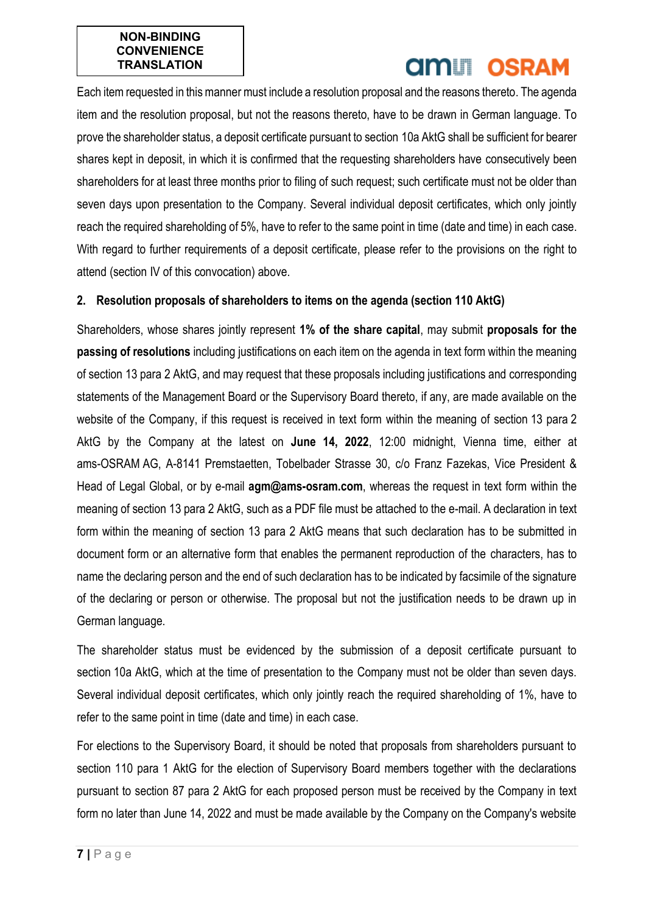NON-BINDING CONVENIENCE TRANSLATION

Each item requested in this manner must include a resolution proposal and the reasons thereto. The agenda item and the resolution proposal, but not the reasons thereto, have to be drawn in German language. To prove the shareholder status, a deposit certificate pursuant to section 10a AktG shall be sufficient for bearer shares kept in deposit, in which it is confirmed that the requesting shareholders have consecutively been shareholders for at least three months prior to filing of such request; such certificate must not be older than seven days upon presentation to the Company. Several individual deposit certificates, which only jointly reach the required shareholding of 5%, have to refer to the same point in time (date and time) in each case. With regard to further requirements of a deposit certificate, please refer to the provisions on the right to attend (section IV of this convocation) above.

**2. Resolution proposals of shareholders to items on the agenda (section 110 AktG)**

Shareholders, whose shares jointly represent **1% of the share capital**, may submit **proposals for the passing of resolutions** including justifications on each item on the agenda in text form within the meaning of section 13 para 2 AktG, and may request that these proposals including justifications and corresponding statements of the Management Board or the Supervisory Board thereto, if any, are made available on the website of the Company, if this request is received in text form within the meaning of section 13 para 2 AktG by the Company at the latest on **June 14, 2022**, 12:00 midnight, Vienna time, either at ams-OSRAM AG, A-8141 Premstaetten, Tobelbader Strasse 30, c/o Franz Fazekas, Vice President & Head of Legal Global, or by e-mail **agm@ams-osram.com**, whereas the request in text form within the meaning of section 13 para 2 AktG, such as a PDF file must be attached to the e-mail. A declaration in text form within the meaning of section 13 para 2 AktG means that such declaration has to be submitted in document form or an alternative form that enables the permanent reproduction of the characters, has to name the declaring person and the end of such declaration has to be indicated by facsimile of the signature of the declaring or person or otherwise. The proposal but not the justification needs to be drawn up in German language.

The shareholder status must be evidenced by the submission of a deposit certificate pursuant to section 10a AktG, which at the time of presentation to the Company must not be older than seven days. Several individual deposit certificates, which only jointly reach the required shareholding of 1%, have to refer to the same point in time (date and time) in each case.

For elections to the Supervisory Board, it should be noted that proposals from shareholders pursuant to section 110 para 1 AktG for the election of Supervisory Board members together with the declarations pursuant to section 87 para 2 AktG for each proposed person must be received by the Company in text form no later than June 14, 2022 and must be made available by the Company on the Company's website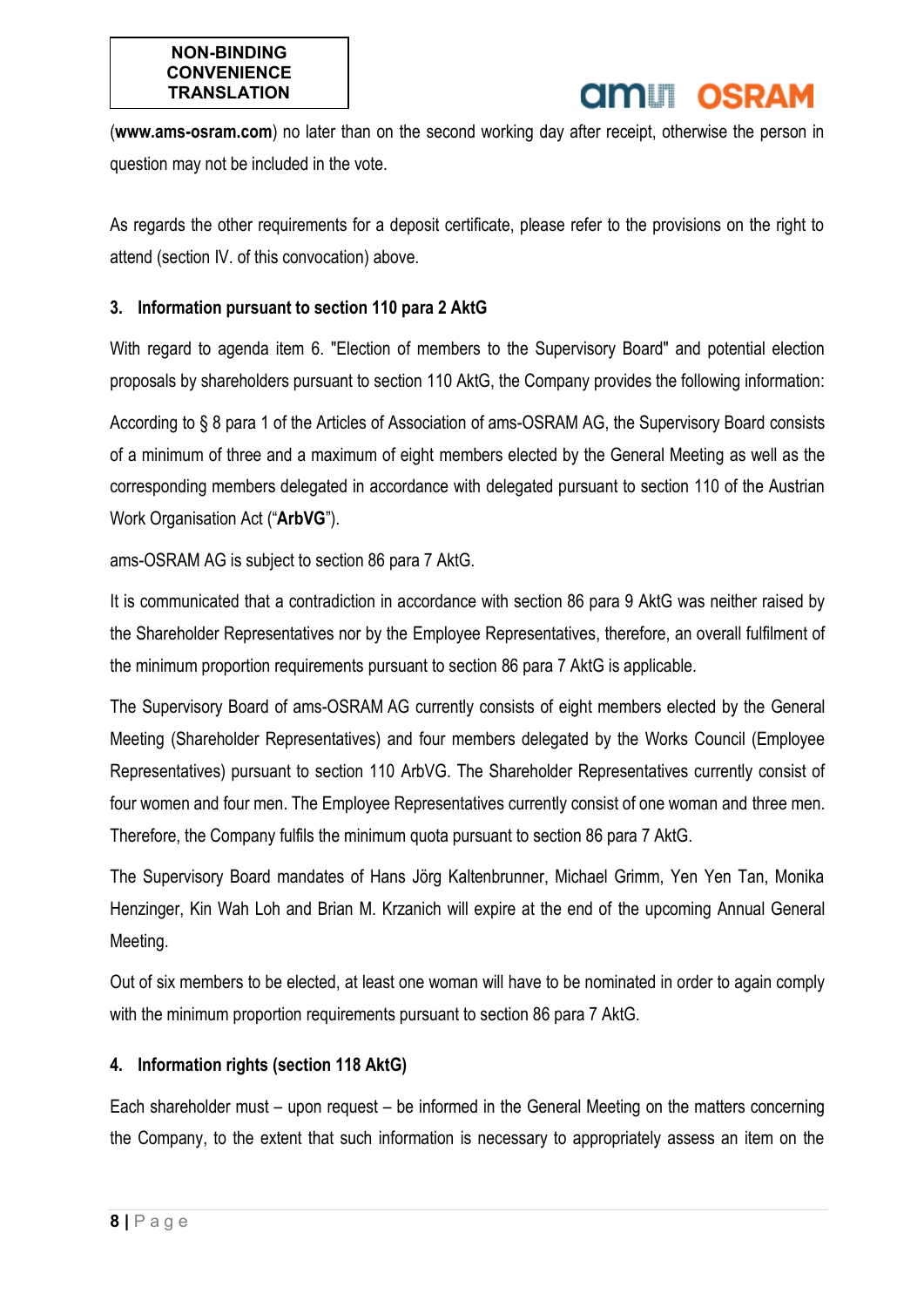(**www.ams-osram.com**) no later than on the second working day after receipt, otherwise the person in question may not be included in the vote.

As regards the other requirements for a deposit certificate, please refer to the provisions on the right to attend (section IV. of this convocation) above.

### 3. Information pursuant to section 110 para 2 AktG

With regard to agenda item 6. "Election of members to the Supervisory Board" and potential election proposals by shareholders pursuant to section 110 AktG, the Company provides the following information:

According to § 8 para 1 of the Articles of Association of ams-OSRAM AG, the Supervisory Board consists of a minimum of three and a maximum of eight members elected by the General Meeting as well as the corresponding members delegated in accordance with delegated pursuant to section 110 of the Austrian Work Organisation Act ("**ArbVG**").

ams-OSRAM AG is subject to section 86 para 7 AktG.

It is communicated that a contradiction in accordance with section 86 para 9 AktG was neither raised by the Shareholder Representatives nor by the Employee Representatives, therefore, an overall fulfilment of the minimum proportion requirements pursuant to section 86 para 7 AktG is applicable.

The Supervisory Board of ams-OSRAM AG currently consists of eight members elected by the General Meeting (Shareholder Representatives) and four members delegated by the Works Council (Employee Representatives) pursuant to section 110 ArbVG. The Shareholder Representatives currently consist of four women and four men. The Employee Representatives currently consist of one woman and three men. Therefore, the Company fulfils the minimum quota pursuant to section 86 para 7 AktG.

The Supervisory Board mandates of Hans Jörg Kaltenbrunner, Michael Grimm, Yen Yen Tan, Monika Henzinger, Kin Wah Loh and Brian M. Krzanich will expire at the end of the upcoming Annual General Meeting.

Out of six members to be elected, at least one woman will have to be nominated in order to again comply with the minimum proportion requirements pursuant to section 86 para 7 AktG.

### 4. Information rights (section 118 AktG)

Each shareholder must – upon request – be informed in the General Meeting on the matters concerning the Company, to the extent that such information is necessary to appropriately assess an item on the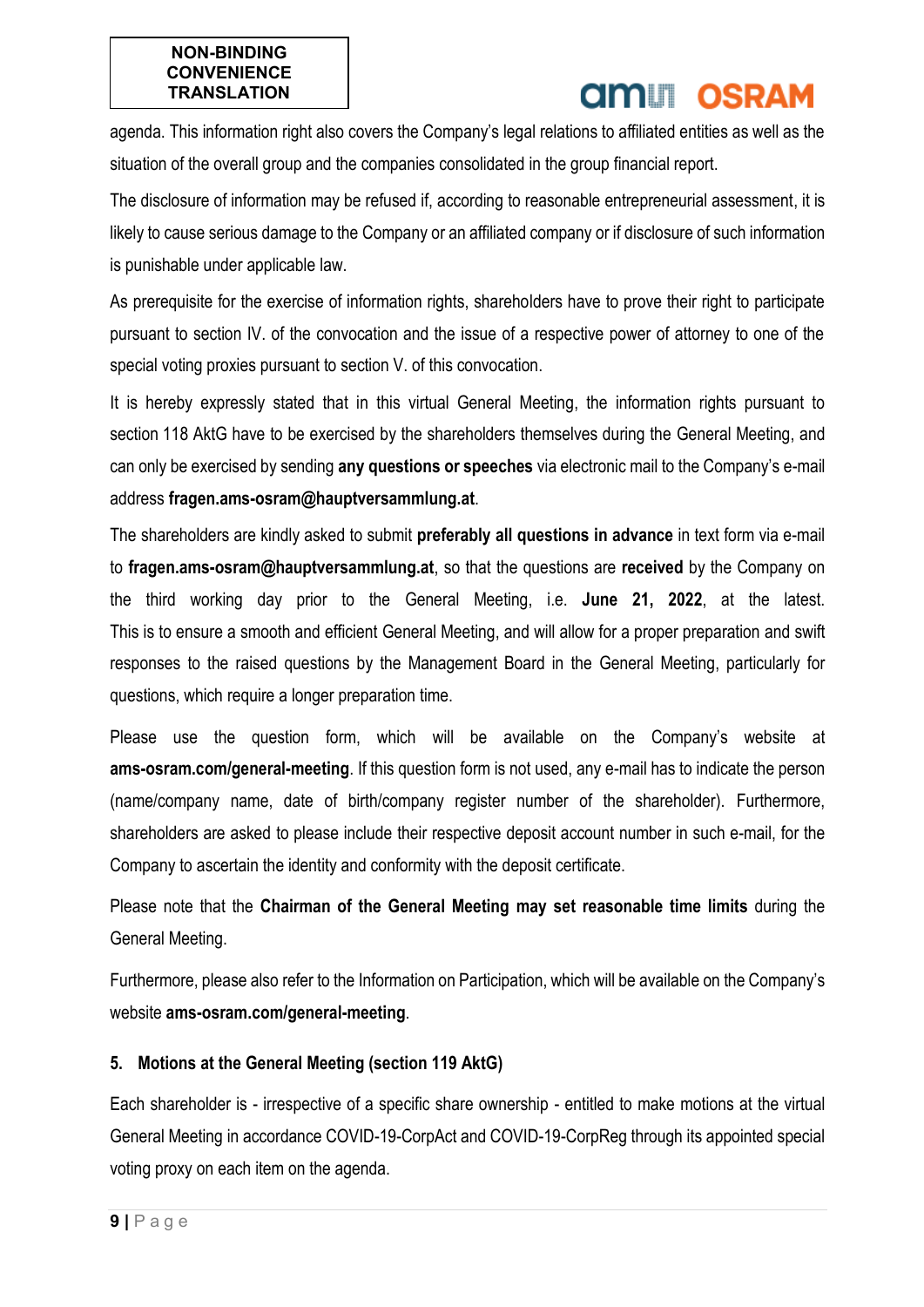agenda. This information right also covers the Company's legal relations to affiliated entities as well as the situation of the overall group and the companies consolidated in the group financial report.

The disclosure of information may be refused if, according to reasonable entrepreneurial assessment, it is likely to cause serious damage to the Company or an affiliated company or if disclosure of such information is punishable under applicable law.

As prerequisite for the exercise of information rights, shareholders have to prove their right to participate pursuant to section IV. of the convocation and the issue of a respective power of attorney to one of the special voting proxies pursuant to section V. of this convocation.

It is hereby expressly stated that in this virtual General Meeting, the information rights pursuant to section 118 AktG have to be exercised by the shareholders themselves during the General Meeting, and can only be exercised by sending **any questions or speeches** via electronic mail to the Company's e-mail address **fragen.ams-osram@hauptversammlung.at**.

The shareholders are kindly asked to submit **preferably all questions in advance** in text form via e-mail to **fragen.ams-osram@hauptversammlung.at**, so that the questions are **received** by the Company on the third working day prior to the General Meeting, i.e. **June 21, 2022**, at the latest. This is to ensure a smooth and efficient General Meeting, and will allow for a proper preparation and swift responses to the raised questions by the Management Board in the General Meeting, particularly for questions, which require a longer preparation time.

Please use the question form, which will be available on the Company's website at **ams-osram.com/general-meeting**. If this question form is not used, any e-mail has to indicate the person (name/company name, date of birth/company register number of the shareholder). Furthermore, shareholders are asked to please include their respective deposit account number in such e-mail, for the Company to ascertain the identity and conformity with the deposit certificate.

Please note that the **Chairman of the General Meeting may set reasonable time limits** during the General Meeting.

Furthermore, please also refer to the Information on Participation, which will be available on the Company's website **ams-osram.com/general-meeting**.

### 5. Motions at the General Meeting (section 119 AktG)

Each shareholder is - irrespective of a specific share ownership - entitled to make motions at the virtual General Meeting in accordance COVID-19-CorpAct and COVID-19-CorpReg through its appointed special voting proxy on each item on the agenda.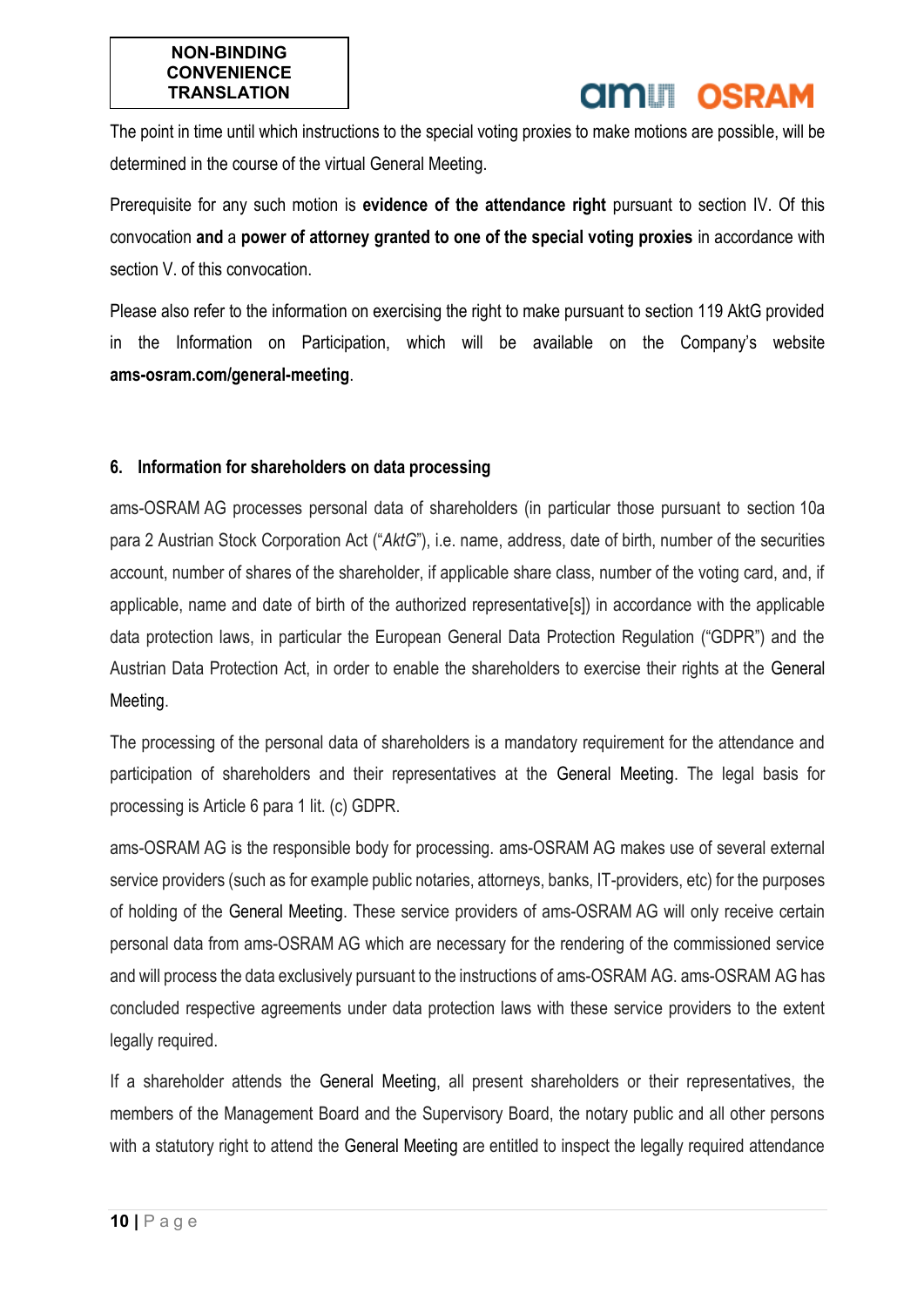**NON-BINDING CONVENIENCE TRANSLATION**

The point in time until which instructions to the special voting proxies to make motions are possible, will be determined in the course of the virtual General Meeting.

Prerequisite for any such motion is **evidence of the attendance right** pursuant to section IV. Of this convocation **and** a **power of attorney granted to one of the special voting proxies** in accordance with section V. of this convocation.

Please also refer to the information on exercising the right to make pursuant to section 119 AktG provided in the Information on Participation, which will be available on the Company's website **ams-osram.com/general-meeting**.

## 6. Information for shareholders on data processing

ams-OSRAM AG processes personal data of shareholders (in particular those pursuant to section 10a para 2 Austrian Stock Corporation Act ("*AktG*"), i.e. name, address, date of birth, number of the securities account, number of shares of the shareholder, if applicable share class, number of the voting card, and, if applicable, name and date of birth of the authorized representative[s]) in accordance with the applicable data protection laws, in particular the European General Data Protection Regulation ("GDPR") and the Austrian Data Protection Act, in order to enable the shareholders to exercise their rights at the General Meeting.

The processing of the personal data of shareholders is a mandatory requirement for the attendance and participation of shareholders and their representatives at the General Meeting. The legal basis for processing is Article 6 para 1 lit. (c) GDPR.

ams-OSRAM AG is the responsible body for processing. ams-OSRAM AG makes use of several external service providers (such as for example public notaries, attorneys, banks, IT-providers, etc) for the purposes of holding of the General Meeting. These service providers of ams-OSRAM AG will only receive certain personal data from ams-OSRAM AG which are necessary for the rendering of the commissioned service and will process the data exclusively pursuant to the instructions of ams-OSRAM AG. ams-OSRAM AG has concluded respective agreements under data protection laws with these service providers to the extent legally required.

If a shareholder attends the General Meeting, all present shareholders or their representatives, the members of the Management Board and the Supervisory Board, the notary public and all other persons with a statutory right to attend the General Meeting are entitled to inspect the legally required attendance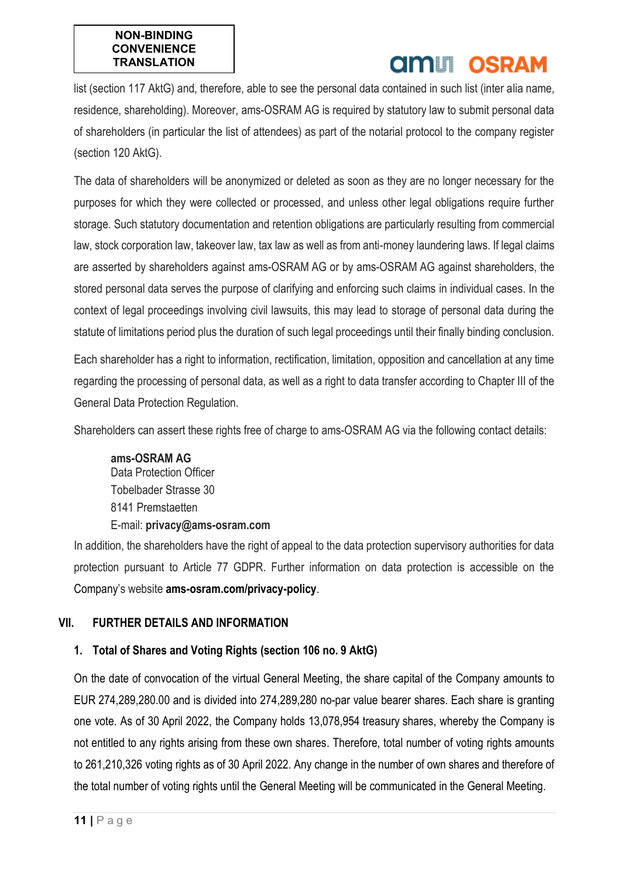**NON-BINDING CONVENIENCE TRANSLATION**

list (section 117 AktG) and, therefore, able to see the personal data contained in such list (inter alia name, residence, shareholding). Moreover, ams-OSRAM AG is required by statutory law to submit personal data of shareholders (in particular the list of attendees) as part of the notarial protocol to the company register (section 120 AktG).

The data of shareholders will be anonymized or deleted as soon as they are no longer necessary for the purposes for which they were collected or processed, and unless other legal obligations require further storage. Such statutory documentation and retention obligations are particularly resulting from commercial law, stock corporation law, takeover law, tax law as well as from anti-money laundering laws. If legal claims are asserted by shareholders against ams-OSRAM AG or by ams-OSRAM AG against shareholders, the stored personal data serves the purpose of clarifying and enforcing such claims in individual cases. In the context of legal proceedings involving civil lawsuits, this may lead to storage of personal data during the statute of limitations period plus the duration of such legal proceedings until their finally binding conclusion.

Each shareholder has a right to information, rectification, limitation, opposition and cancellation at any time regarding the processing of personal data, as well as a right to data transfer according to Chapter III of the General Data Protection Regulation.

Shareholders can assert these rights free of charge to ams-OSRAM AG via the following contact details:

> **ams-OSRAM AG**
> Data Protection Officer
> Tobelbader Strasse 30
> 8141 Premstaetten
> E-mail: **privacy@ams-osram.com**

In addition, the shareholders have the right of appeal to the data protection supervisory authorities for data protection pursuant to Article 77 GDPR. Further information on data protection is accessible on the Company's website **ams-osram.com/privacy-policy**.

## VII. FURTHER DETAILS AND INFORMATION

### 1. Total of Shares and Voting Rights (section 106 no. 9 AktG)

On the date of convocation of the virtual General Meeting, the share capital of the Company amounts to EUR 274,289,280.00 and is divided into 274,289,280 no-par value bearer shares. Each share is granting one vote. As of 30 April 2022, the Company holds 13,078,954 treasury shares, whereby the Company is not entitled to any rights arising from these own shares. Therefore, total number of voting rights amounts to 261,210,326 voting rights as of 30 April 2022. Any change in the number of own shares and therefore of the total number of voting rights until the General Meeting will be communicated in the General Meeting.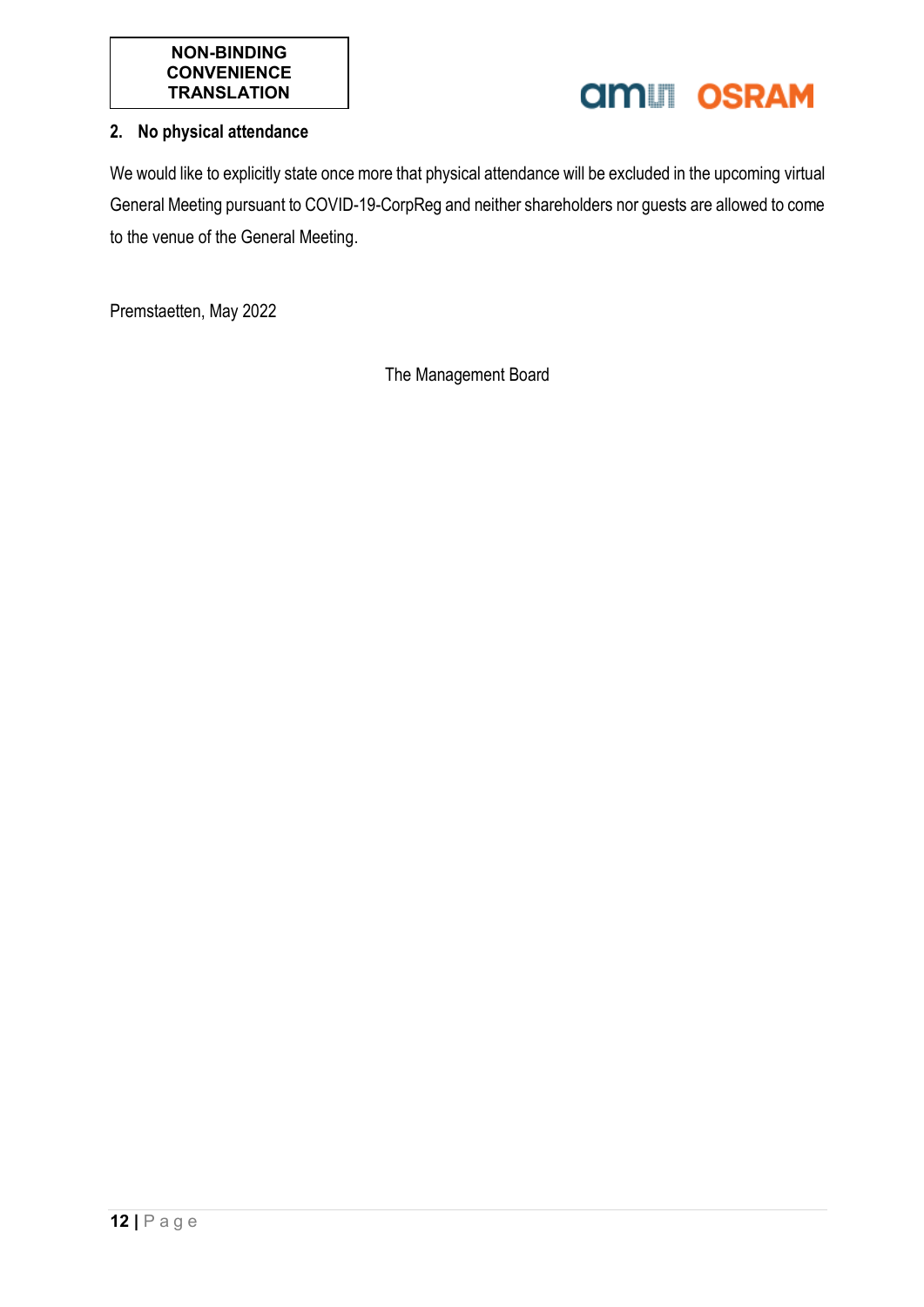**NON-BINDING CONVENIENCE TRANSLATION**

## 2. No physical attendance

We would like to explicitly state once more that physical attendance will be excluded in the upcoming virtual General Meeting pursuant to COVID-19-CorpReg and neither shareholders nor guests are allowed to come to the venue of the General Meeting.

Premstaetten, May 2022

The Management Board